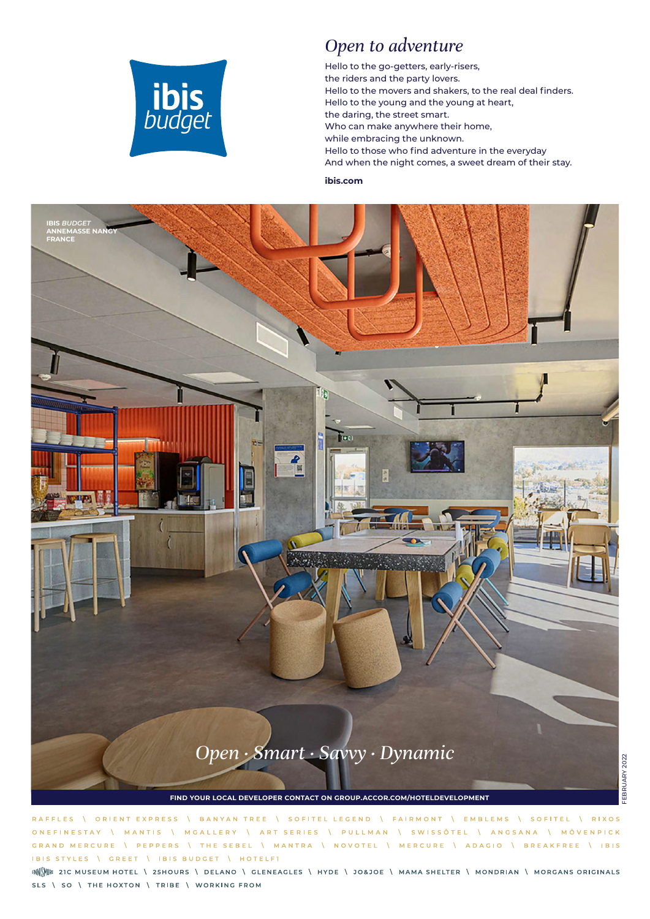ibis budget

## *Open to adventure*

Hello to the go-getters, early-risers,
the riders and the party lovers.
Hello to the movers and shakers, to the real deal finders.
Hello to the young and the young at heart,
the daring, the street smart.
Who can make anywhere their home,
while embracing the unknown.
Hello to those who find adventure in the everyday
And when the night comes, a sweet dream of their stay.

**ibis.com**

IBIS *BUDGET*
ANNEMASSE NANGY
FRANCE

*Open · Smart · Savvy · Dynamic*

**FIND YOUR LOCAL DEVELOPER CONTACT ON GROUP.ACCOR.COM/HOTELDEVELOPMENT**

FEBRUARY 2022

RAFFLES \ ORIENT EXPRESS \ BANYAN TREE \ SOFITEL LEGEND \ FAIRMONT \ EMBLEMS \ SOFITEL \ RIXOS
ONEFINESTAY \ MANTIS \ MGALLERY \ ART SERIES \ PULLMAN \ SWISSÔTEL \ ANGSANA \ MÖVENPICK
GRAND MERCURE \ PEPPERS \ THE SEBEL \ MANTRA \ NOVOTEL \ MERCURE \ ADAGIO \ BREAKFREE \ IBIS
IBIS STYLES \ GREET \ IBIS BUDGET \ HOTELF1

ENNISMORE 21C MUSEUM HOTEL \ 25HOURS \ DELANO \ GLENEAGLES \ HYDE \ JO&JOE \ MAMA SHELTER \ MONDRIAN \ MORGANS ORIGINALS
SLS \ SO \ THE HOXTON \ TRIBE \ WORKING FROM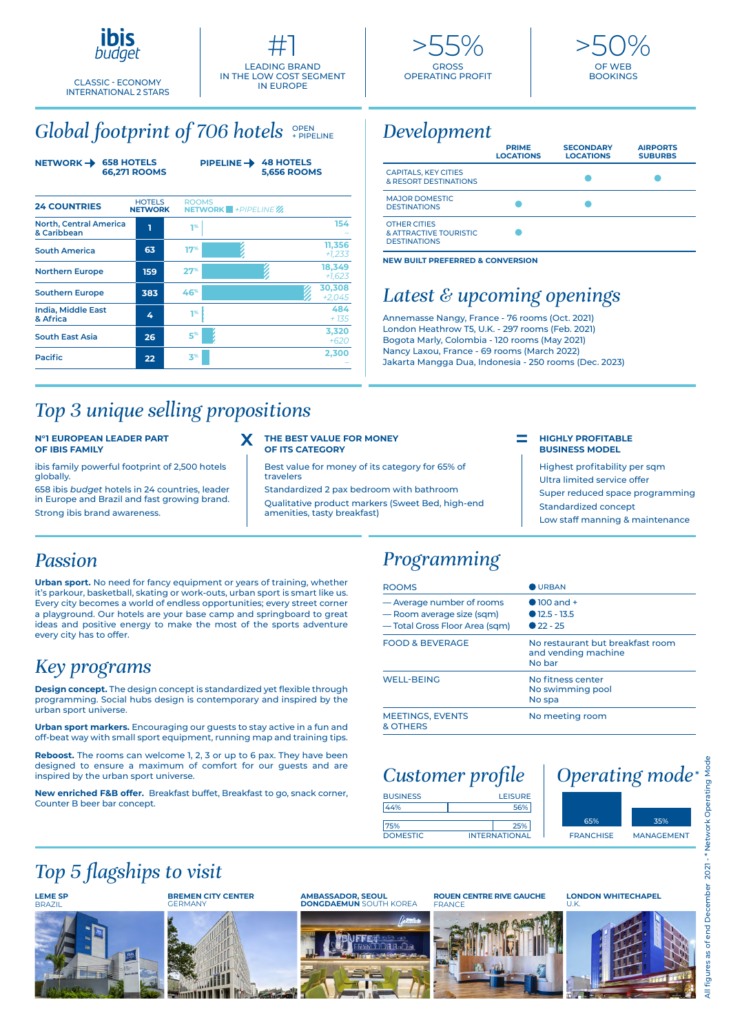ibis budget

CLASSIC - ECONOMY
INTERNATIONAL 2 STARS

#1
LEADING BRAND
IN THE LOW COST SEGMENT
IN EUROPE

>55%
GROSS
OPERATING PROFIT

>50%
OF WEB
BOOKINGS

## Global footprint of 706 hotels OPEN + PIPELINE

NETWORK → 658 HOTELS 66,271 ROOMS

PIPELINE → 48 HOTELS 5,656 ROOMS

24 COUNTRIES

HOTELS NETWORK

ROOMS NETWORK +PIPELINE

North, Central America & Caribbean
1
1%
154
–

South America
63
17%
11,356
+1,233

Northern Europe
159
27%
18,349
+1,623

Southern Europe
383
46%
30,308
+2,045

India, Middle East & Africa
4
1%
484
+135

South East Asia
26
5%
3,320
+620

Pacific
22
3%
2,300
–

## Development

| | PRIME LOCATIONS | SECONDARY LOCATIONS | AIRPORTS SUBURBS |
|---|---|---|---|
| CAPITALS, KEY CITIES & RESORT DESTINATIONS | | ● | ● |
| MAJOR DOMESTIC DESTINATIONS | ● | ● | |
| OTHER CITIES & ATTRACTIVE TOURISTIC DESTINATIONS | ● | | |

**NEW BUILT PREFERRED & CONVERSION**

## Latest & upcoming openings

Annemasse Nangy, France - 76 rooms (Oct. 2021)
London Heathrow T5, U.K. - 297 rooms (Feb. 2021)
Bogota Marly, Colombia - 120 rooms (May 2021)
Nancy Laxou, France - 69 rooms (March 2022)
Jakarta Mangga Dua, Indonesia - 250 rooms (Dec. 2023)

## Top 3 unique selling propositions

**N°1 EUROPEAN LEADER PART OF IBIS FAMILY**

ibis family powerful footprint of 2,500 hotels globally.

658 ibis *budget* hotels in 24 countries, leader in Europe and Brazil and fast growing brand.

Strong ibis brand awareness.

**X**

**THE BEST VALUE FOR MONEY OF ITS CATEGORY**

Best value for money of its category for 65% of travelers

Standardized 2 pax bedroom with bathroom

Qualitative product markers (Sweet Bed, high-end amenities, tasty breakfast)

**=**

**HIGHLY PROFITABLE BUSINESS MODEL**

Highest profitability per sqm

Ultra limited service offer

Super reduced space programming

Standardized concept

Low staff manning & maintenance

## Passion

**Urban sport.** No need for fancy equipment or years of training, whether it's parkour, basketball, skating or work-outs, urban sport is smart like us. Every city becomes a world of endless opportunities; every street corner a playground. Our hotels are your base camp and springboard to great ideas and positive energy to make the most of the sports adventure every city has to offer.

## Key programs

**Design concept.** The design concept is standardized yet flexible through programming. Social hubs design is contemporary and inspired by the urban sport universe.

**Urban sport markers.** Encouraging our guests to stay active in a fun and off-beat way with small sport equipment, running map and training tips.

**Reboost.** The rooms can welcome 1, 2, 3 or up to 6 pax. They have been designed to ensure a maximum of comfort for our guests and are inspired by the urban sport universe.

**New enriched F&B offer.** Breakfast buffet, Breakfast to go, snack corner, Counter B beer bar concept.

## Programming

| ROOMS | ● URBAN |
|---|---|
| — Average number of rooms<br>— Room average size (sqm)<br>— Total Gross Floor Area (sqm) | ● 100 and +<br>● 12.5 - 13.5<br>● 22 - 25 |
| FOOD & BEVERAGE | No restaurant but breakfast room and vending machine<br>No bar |
| WELL-BEING | No fitness center<br>No swimming pool<br>No spa |
| MEETINGS, EVENTS & OTHERS | No meeting room |

## Customer profile

BUSINESS 44%
LEISURE 56%
DOMESTIC 75%
INTERNATIONAL 25%

## Operating mode*

65% FRANCHISE
35% MANAGEMENT

## Top 5 flagships to visit

**LEME SP** BRAZIL

**BREMEN CITY CENTER** GERMANY

**AMBASSADOR, SEOUL DONGDAEMUN** SOUTH KOREA

**ROUEN CENTRE RIVE GAUCHE** FRANCE

**LONDON WHITECHAPEL** U.K.

All figures as of end December 2021 - * Network Operating Mode